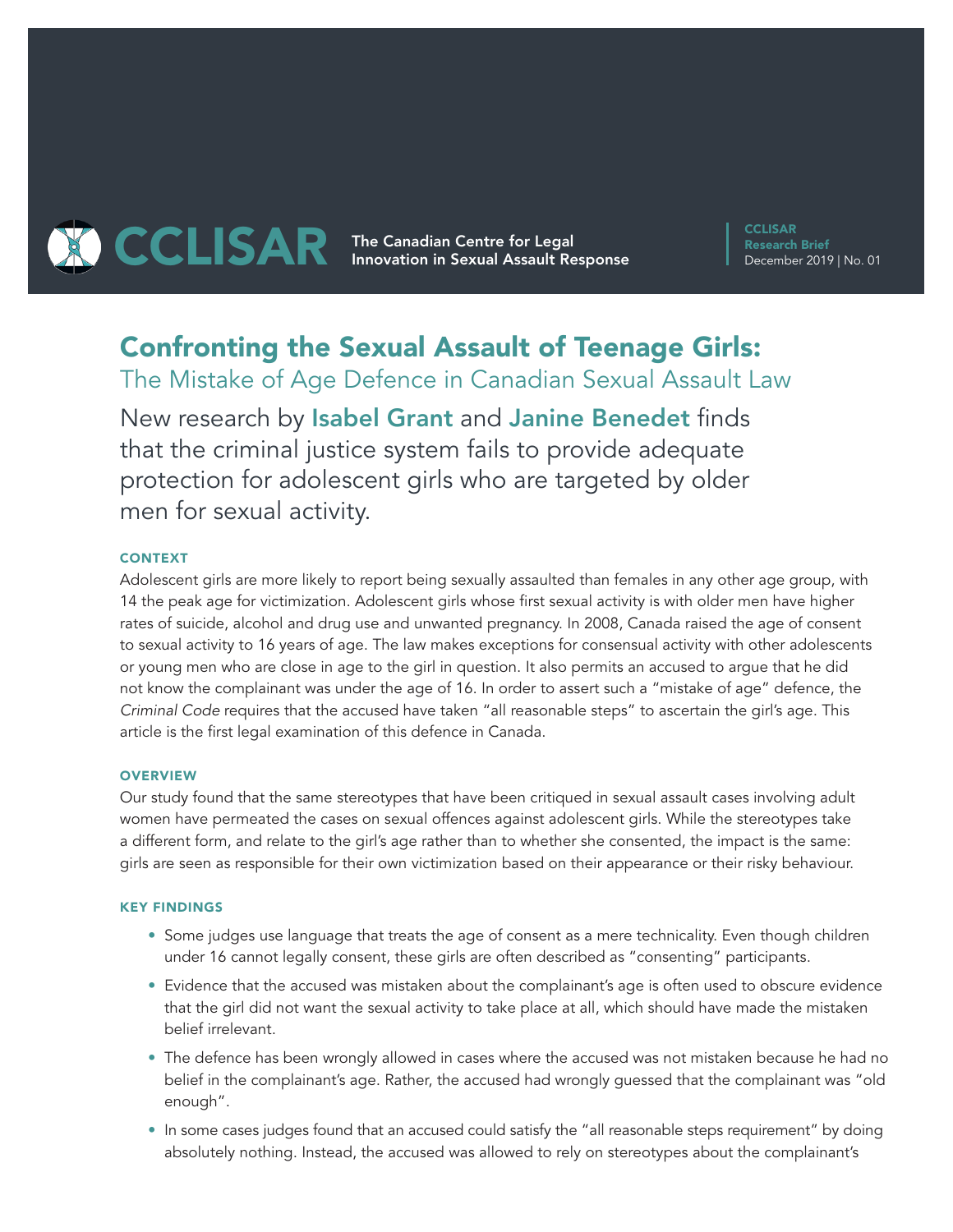CCLISAR The Canadian Centre for Legal Innovation in Sexual Assault Response

**CCLISAR Research Brief**
December 2019 | No. 01

# Confronting the Sexual Assault of Teenage Girls:

## The Mistake of Age Defence in Canadian Sexual Assault Law

New research by **Isabel Grant** and **Janine Benedet** finds that the criminal justice system fails to provide adequate protection for adolescent girls who are targeted by older men for sexual activity.

### CONTEXT

Adolescent girls are more likely to report being sexually assaulted than females in any other age group, with 14 the peak age for victimization. Adolescent girls whose first sexual activity is with older men have higher rates of suicide, alcohol and drug use and unwanted pregnancy. In 2008, Canada raised the age of consent to sexual activity to 16 years of age. The law makes exceptions for consensual activity with other adolescents or young men who are close in age to the girl in question. It also permits an accused to argue that he did not know the complainant was under the age of 16. In order to assert such a "mistake of age" defence, the *Criminal Code* requires that the accused have taken "all reasonable steps" to ascertain the girl's age. This article is the first legal examination of this defence in Canada.

### OVERVIEW

Our study found that the same stereotypes that have been critiqued in sexual assault cases involving adult women have permeated the cases on sexual offences against adolescent girls. While the stereotypes take a different form, and relate to the girl's age rather than to whether she consented, the impact is the same: girls are seen as responsible for their own victimization based on their appearance or their risky behaviour.

### KEY FINDINGS

- Some judges use language that treats the age of consent as a mere technicality. Even though children under 16 cannot legally consent, these girls are often described as "consenting" participants.
- Evidence that the accused was mistaken about the complainant's age is often used to obscure evidence that the girl did not want the sexual activity to take place at all, which should have made the mistaken belief irrelevant.
- The defence has been wrongly allowed in cases where the accused was not mistaken because he had no belief in the complainant's age. Rather, the accused had wrongly guessed that the complainant was "old enough".
- In some cases judges found that an accused could satisfy the "all reasonable steps requirement" by doing absolutely nothing. Instead, the accused was allowed to rely on stereotypes about the complainant's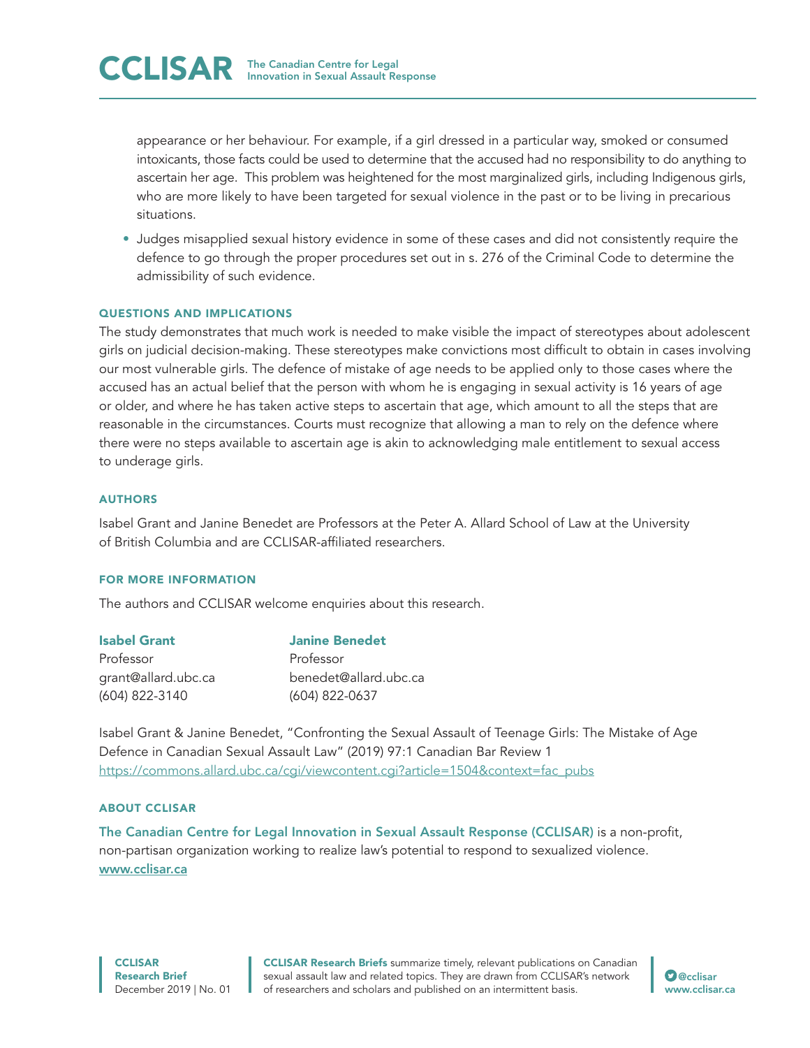appearance or her behaviour. For example, if a girl dressed in a particular way, smoked or consumed intoxicants, those facts could be used to determine that the accused had no responsibility to do anything to ascertain her age. This problem was heightened for the most marginalized girls, including Indigenous girls, who are more likely to have been targeted for sexual violence in the past or to be living in precarious situations.

- Judges misapplied sexual history evidence in some of these cases and did not consistently require the defence to go through the proper procedures set out in s. 276 of the Criminal Code to determine the admissibility of such evidence.

### QUESTIONS AND IMPLICATIONS

The study demonstrates that much work is needed to make visible the impact of stereotypes about adolescent girls on judicial decision-making. These stereotypes make convictions most difficult to obtain in cases involving our most vulnerable girls. The defence of mistake of age needs to be applied only to those cases where the accused has an actual belief that the person with whom he is engaging in sexual activity is 16 years of age or older, and where he has taken active steps to ascertain that age, which amount to all the steps that are reasonable in the circumstances. Courts must recognize that allowing a man to rely on the defence where there were no steps available to ascertain age is akin to acknowledging male entitlement to sexual access to underage girls.

### AUTHORS

Isabel Grant and Janine Benedet are Professors at the Peter A. Allard School of Law at the University of British Columbia and are CCLISAR-affiliated researchers.

### FOR MORE INFORMATION

The authors and CCLISAR welcome enquiries about this research.

**Isabel Grant**
Professor
grant@allard.ubc.ca
(604) 822-3140

**Janine Benedet**
Professor
benedet@allard.ubc.ca
(604) 822-0637

Isabel Grant & Janine Benedet, "Confronting the Sexual Assault of Teenage Girls: The Mistake of Age Defence in Canadian Sexual Assault Law" (2019) 97:1 Canadian Bar Review 1
https://commons.allard.ubc.ca/cgi/viewcontent.cgi?article=1504&context=fac_pubs

### ABOUT CCLISAR

The Canadian Centre for Legal Innovation in Sexual Assault Response (CCLISAR) is a non-profit, non-partisan organization working to realize law's potential to respond to sexualized violence.
www.cclisar.ca

**CCLISAR Research Brief**
December 2019 | No. 01

**CCLISAR Research Briefs** summarize timely, relevant publications on Canadian sexual assault law and related topics. They are drawn from CCLISAR's network of researchers and scholars and published on an intermittent basis.

@cclisar
www.cclisar.ca